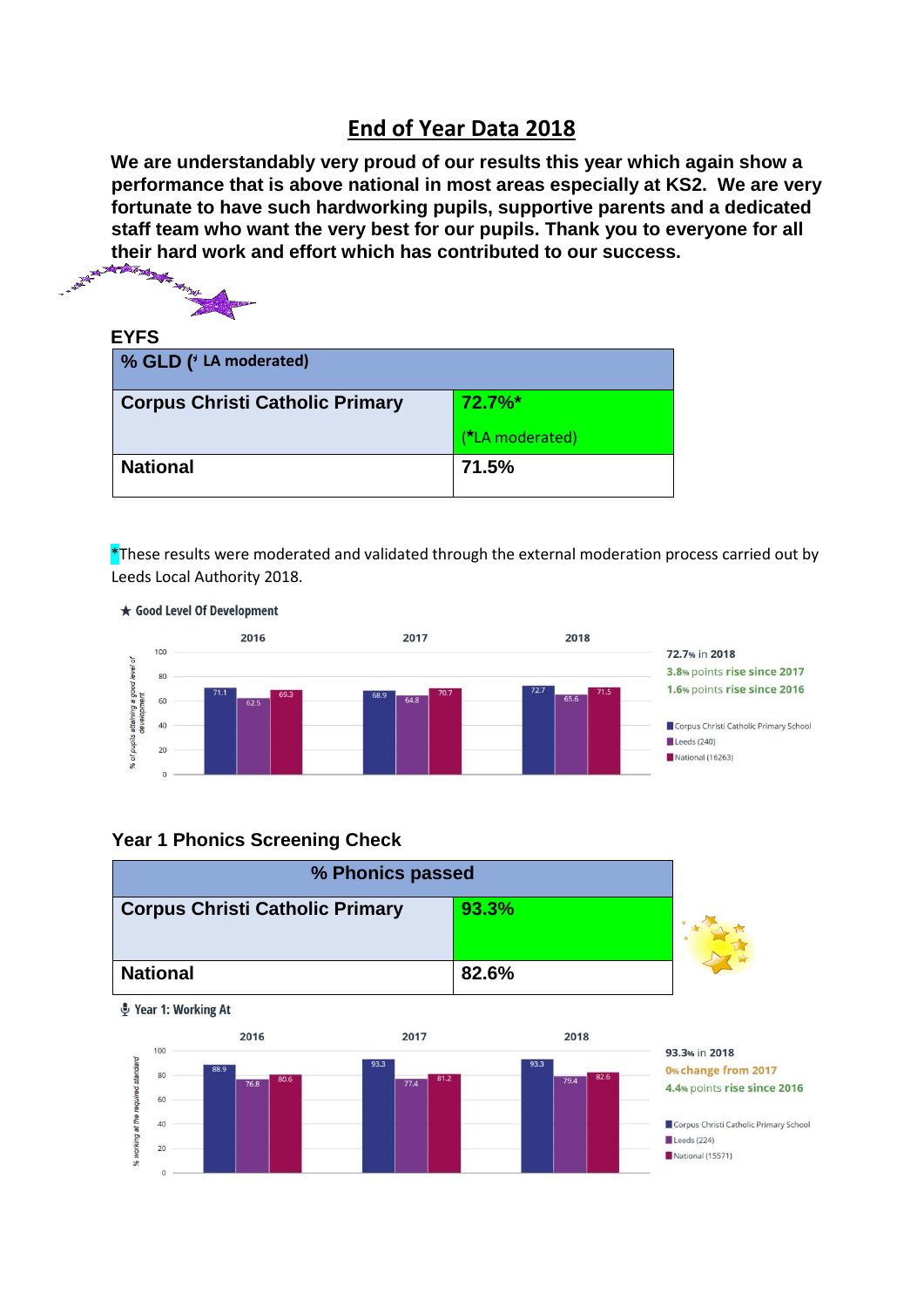# End of Year Data 2018

**We are understandably very proud of our results this year which again show a performance that is above national in most areas especially at KS2. We are very fortunate to have such hardworking pupils, supportive parents and a dedicated staff team who want the very best for our pupils. Thank you to everyone for all their hard work and effort which has contributed to our success.**

## EYFS

| % GLD (* LA moderated) | |
|---|---|
| **Corpus Christi Catholic Primary** | **72.7%*** (*LA moderated) |
| **National** | **71.5%** |

*These results were moderated and validated through the external moderation process carried out by Leeds Local Authority 2018.

★ Good Level Of Development

| % of pupils attaining a good level of development | 2016 | 2017 | 2018 |
|---|---|---|---|
| Corpus Christi Catholic Primary School | 71.1 | 68.9 | 72.7 |
| Leeds (240) | 62.5 | 64.8 | 65.6 |
| National (16263) | 69.3 | 70.7 | 71.5 |

72.7% in 2018
3.8% points rise since 2017
1.6% points rise since 2016

## Year 1 Phonics Screening Check

| % Phonics passed | |
|---|---|
| **Corpus Christi Catholic Primary** | **93.3%** |
| **National** | **82.6%** |

Year 1: Working At

| % working at the required standard | 2016 | 2017 | 2018 |
|---|---|---|---|
| Corpus Christi Catholic Primary School | 88.9 | 93.3 | 93.3 |
| Leeds (224) | 76.8 | 77.4 | 79.4 |
| National (15571) | 80.6 | 81.2 | 82.6 |

93.3% in 2018
0% change from 2017
4.4% points rise since 2016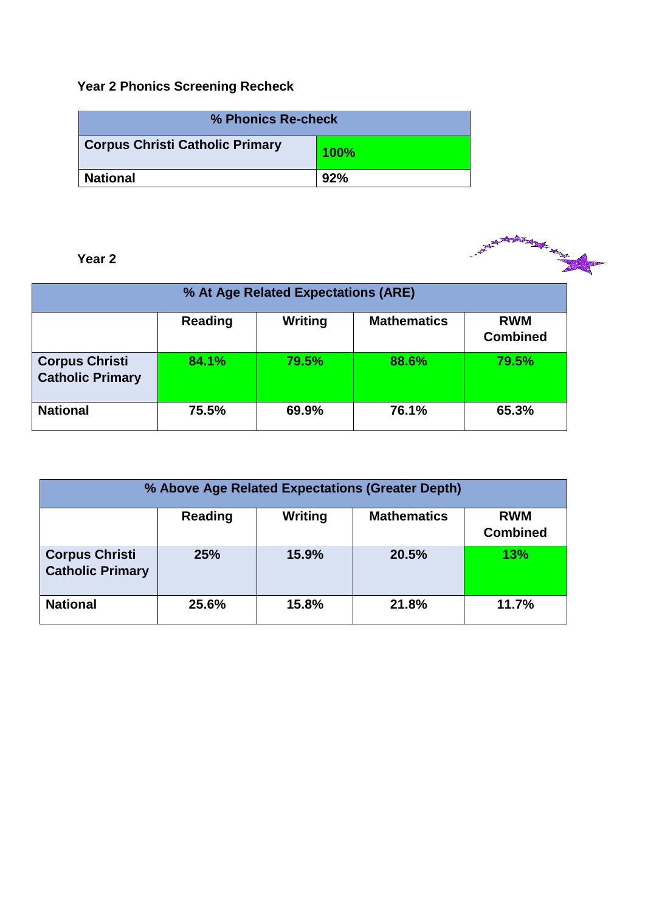### Year 2 Phonics Screening Recheck

| % Phonics Re-check | |
|---|---|
| Corpus Christi Catholic Primary | 100% |
| National | 92% |

### Year 2

| % At Age Related Expectations (ARE) | | | | |
|---|---|---|---|---|
| | Reading | Writing | Mathematics | RWM Combined |
| Corpus Christi Catholic Primary | 84.1% | 79.5% | 88.6% | 79.5% |
| National | 75.5% | 69.9% | 76.1% | 65.3% |

| % Above Age Related Expectations (Greater Depth) | | | | |
|---|---|---|---|---|
| | Reading | Writing | Mathematics | RWM Combined |
| Corpus Christi Catholic Primary | 25% | 15.9% | 20.5% | 13% |
| National | 25.6% | 15.8% | 21.8% | 11.7% |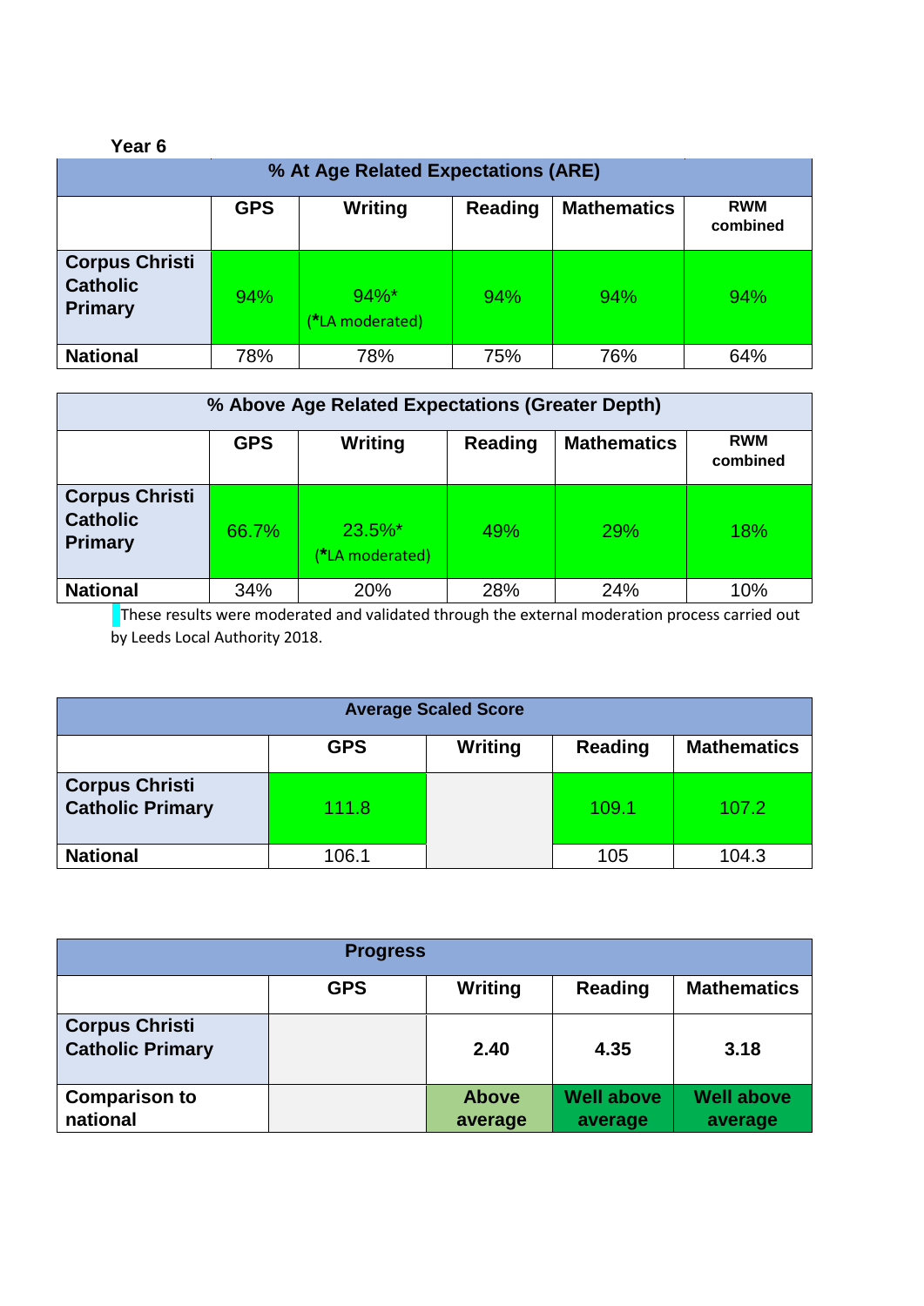Year 6

| % At Age Related Expectations (ARE) | | | | | |
|---|---|---|---|---|---|
| | GPS | Writing | Reading | Mathematics | RWM combined |
| Corpus Christi Catholic Primary | 94% | 94%* (*LA moderated) | 94% | 94% | 94% |
| National | 78% | 78% | 75% | 76% | 64% |

| % Above Age Related Expectations (Greater Depth) | | | | | |
|---|---|---|---|---|---|
| | GPS | Writing | Reading | Mathematics | RWM combined |
| Corpus Christi Catholic Primary | 66.7% | 23.5%* (*LA moderated) | 49% | 29% | 18% |
| National | 34% | 20% | 28% | 24% | 10% |

These results were moderated and validated through the external moderation process carried out by Leeds Local Authority 2018.

| Average Scaled Score | | | | |
|---|---|---|---|---|
| | GPS | Writing | Reading | Mathematics |
| Corpus Christi Catholic Primary | 111.8 | | 109.1 | 107.2 |
| National | 106.1 | | 105 | 104.3 |

| Progress | | | | |
|---|---|---|---|---|
| | GPS | Writing | Reading | Mathematics |
| Corpus Christi Catholic Primary | | 2.40 | 4.35 | 3.18 |
| Comparison to national | | Above average | Well above average | Well above average |